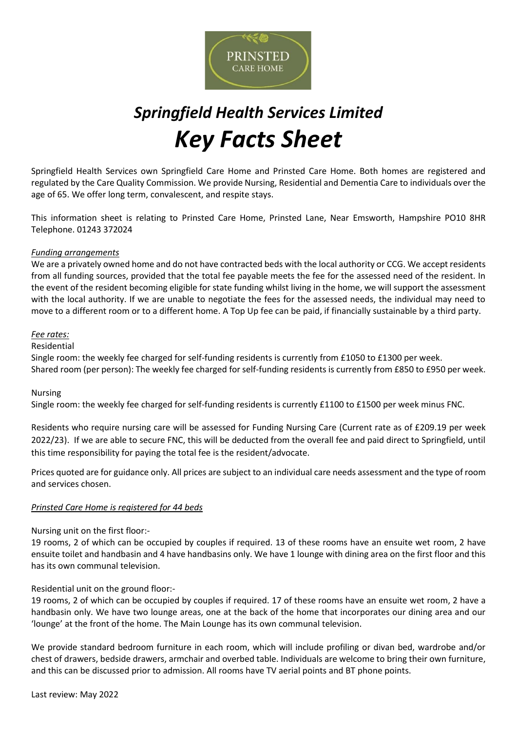PRINSTED CARE HOME

# *Springfield Health Services Limited*

# *Key Facts Sheet*

Springfield Health Services own Springfield Care Home and Prinsted Care Home. Both homes are registered and regulated by the Care Quality Commission. We provide Nursing, Residential and Dementia Care to individuals over the age of 65. We offer long term, convalescent, and respite stays.

This information sheet is relating to Prinsted Care Home, Prinsted Lane, Near Emsworth, Hampshire PO10 8HR Telephone. 01243 372024

*Funding arrangements*

We are a privately owned home and do not have contracted beds with the local authority or CCG. We accept residents from all funding sources, provided that the total fee payable meets the fee for the assessed need of the resident. In the event of the resident becoming eligible for state funding whilst living in the home, we will support the assessment with the local authority. If we are unable to negotiate the fees for the assessed needs, the individual may need to move to a different room or to a different home. A Top Up fee can be paid, if financially sustainable by a third party.

*Fee rates:*

Residential

Single room: the weekly fee charged for self-funding residents is currently from £1050 to £1300 per week.
Shared room (per person): The weekly fee charged for self-funding residents is currently from £850 to £950 per week.

Nursing

Single room: the weekly fee charged for self-funding residents is currently £1100 to £1500 per week minus FNC.

Residents who require nursing care will be assessed for Funding Nursing Care (Current rate as of £209.19 per week 2022/23). If we are able to secure FNC, this will be deducted from the overall fee and paid direct to Springfield, until this time responsibility for paying the total fee is the resident/advocate.

Prices quoted are for guidance only. All prices are subject to an individual care needs assessment and the type of room and services chosen.

*Prinsted Care Home is registered for 44 beds*

Nursing unit on the first floor:-

19 rooms, 2 of which can be occupied by couples if required. 13 of these rooms have an ensuite wet room, 2 have ensuite toilet and handbasin and 4 have handbasins only. We have 1 lounge with dining area on the first floor and this has its own communal television.

Residential unit on the ground floor:-

19 rooms, 2 of which can be occupied by couples if required. 17 of these rooms have an ensuite wet room, 2 have a handbasin only. We have two lounge areas, one at the back of the home that incorporates our dining area and our 'lounge' at the front of the home. The Main Lounge has its own communal television.

We provide standard bedroom furniture in each room, which will include profiling or divan bed, wardrobe and/or chest of drawers, bedside drawers, armchair and overbed table. Individuals are welcome to bring their own furniture, and this can be discussed prior to admission. All rooms have TV aerial points and BT phone points.

Last review: May 2022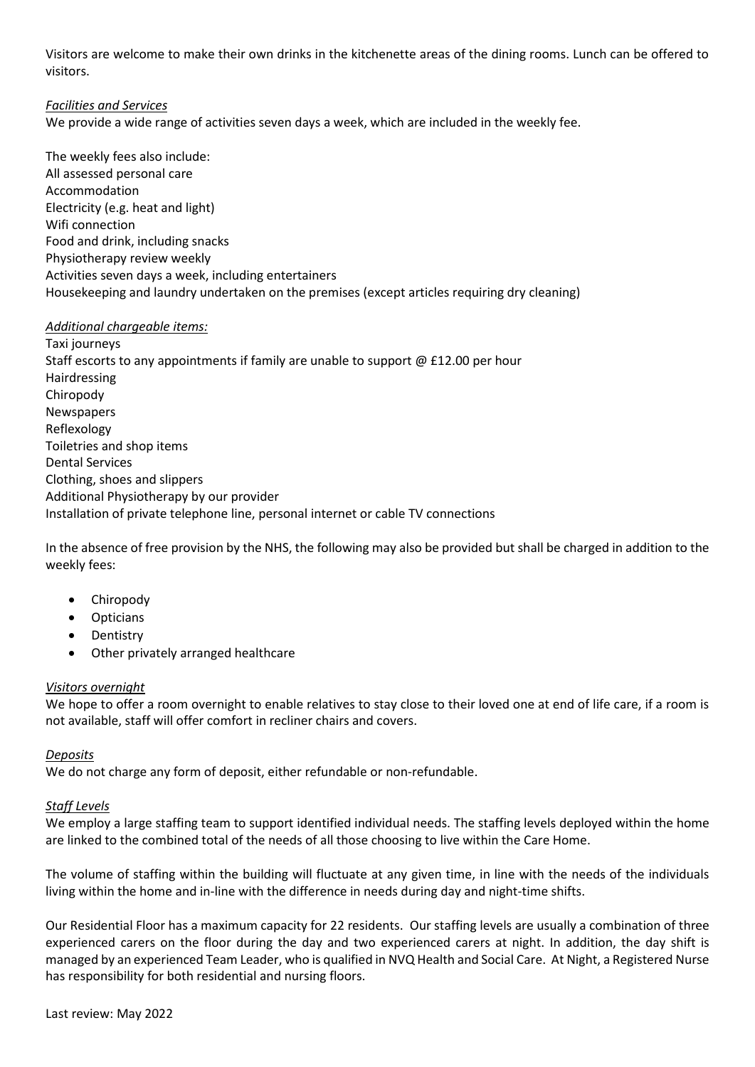Visitors are welcome to make their own drinks in the kitchenette areas of the dining rooms. Lunch can be offered to visitors.

*Facilities and Services*

We provide a wide range of activities seven days a week, which are included in the weekly fee.

The weekly fees also include:
All assessed personal care
Accommodation
Electricity (e.g. heat and light)
Wifi connection
Food and drink, including snacks
Physiotherapy review weekly
Activities seven days a week, including entertainers
Housekeeping and laundry undertaken on the premises (except articles requiring dry cleaning)

*Additional chargeable items:*

Taxi journeys
Staff escorts to any appointments if family are unable to support @ £12.00 per hour
Hairdressing
Chiropody
Newspapers
Reflexology
Toiletries and shop items
Dental Services
Clothing, shoes and slippers
Additional Physiotherapy by our provider
Installation of private telephone line, personal internet or cable TV connections

In the absence of free provision by the NHS, the following may also be provided but shall be charged in addition to the weekly fees:

- Chiropody
- Opticians
- Dentistry
- Other privately arranged healthcare

*Visitors overnight*

We hope to offer a room overnight to enable relatives to stay close to their loved one at end of life care, if a room is not available, staff will offer comfort in recliner chairs and covers.

*Deposits*

We do not charge any form of deposit, either refundable or non-refundable.

*Staff Levels*

We employ a large staffing team to support identified individual needs. The staffing levels deployed within the home are linked to the combined total of the needs of all those choosing to live within the Care Home.

The volume of staffing within the building will fluctuate at any given time, in line with the needs of the individuals living within the home and in-line with the difference in needs during day and night-time shifts.

Our Residential Floor has a maximum capacity for 22 residents. Our staffing levels are usually a combination of three experienced carers on the floor during the day and two experienced carers at night. In addition, the day shift is managed by an experienced Team Leader, who is qualified in NVQ Health and Social Care. At Night, a Registered Nurse has responsibility for both residential and nursing floors.

Last review: May 2022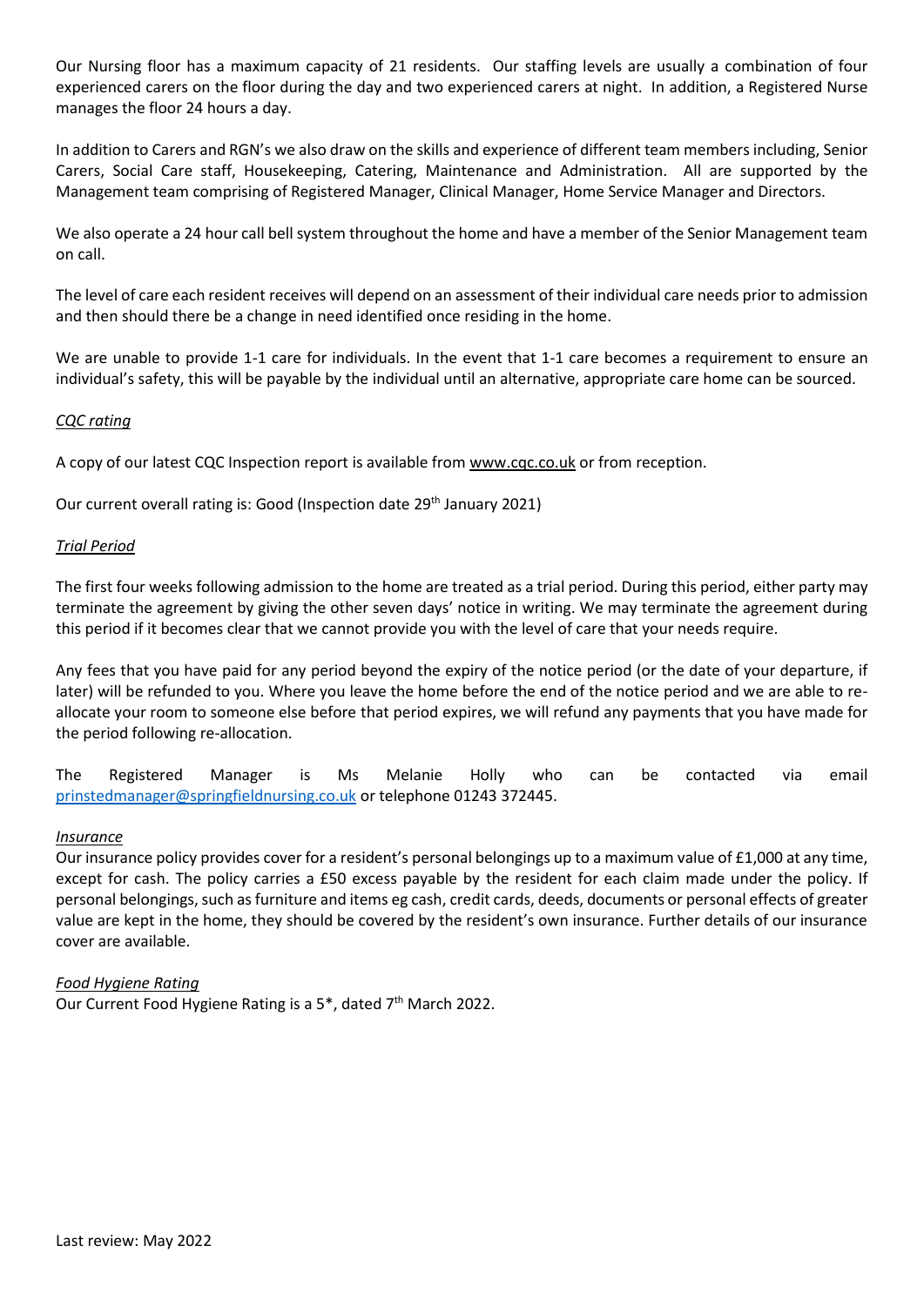Our Nursing floor has a maximum capacity of 21 residents. Our staffing levels are usually a combination of four experienced carers on the floor during the day and two experienced carers at night. In addition, a Registered Nurse manages the floor 24 hours a day.

In addition to Carers and RGN's we also draw on the skills and experience of different team members including, Senior Carers, Social Care staff, Housekeeping, Catering, Maintenance and Administration. All are supported by the Management team comprising of Registered Manager, Clinical Manager, Home Service Manager and Directors.

We also operate a 24 hour call bell system throughout the home and have a member of the Senior Management team on call.

The level of care each resident receives will depend on an assessment of their individual care needs prior to admission and then should there be a change in need identified once residing in the home.

We are unable to provide 1-1 care for individuals. In the event that 1-1 care becomes a requirement to ensure an individual's safety, this will be payable by the individual until an alternative, appropriate care home can be sourced.

*CQC rating*

A copy of our latest CQC Inspection report is available from www.cqc.co.uk or from reception.

Our current overall rating is: Good (Inspection date 29th January 2021)

*Trial Period*

The first four weeks following admission to the home are treated as a trial period. During this period, either party may terminate the agreement by giving the other seven days' notice in writing. We may terminate the agreement during this period if it becomes clear that we cannot provide you with the level of care that your needs require.

Any fees that you have paid for any period beyond the expiry of the notice period (or the date of your departure, if later) will be refunded to you. Where you leave the home before the end of the notice period and we are able to re-allocate your room to someone else before that period expires, we will refund any payments that you have made for the period following re-allocation.

The Registered Manager is Ms Melanie Holly who can be contacted via email prinstedmanager@springfieldnursing.co.uk or telephone 01243 372445.

*Insurance*

Our insurance policy provides cover for a resident's personal belongings up to a maximum value of £1,000 at any time, except for cash. The policy carries a £50 excess payable by the resident for each claim made under the policy. If personal belongings, such as furniture and items eg cash, credit cards, deeds, documents or personal effects of greater value are kept in the home, they should be covered by the resident's own insurance. Further details of our insurance cover are available.

*Food Hygiene Rating*

Our Current Food Hygiene Rating is a 5*, dated 7th March 2022.

Last review: May 2022